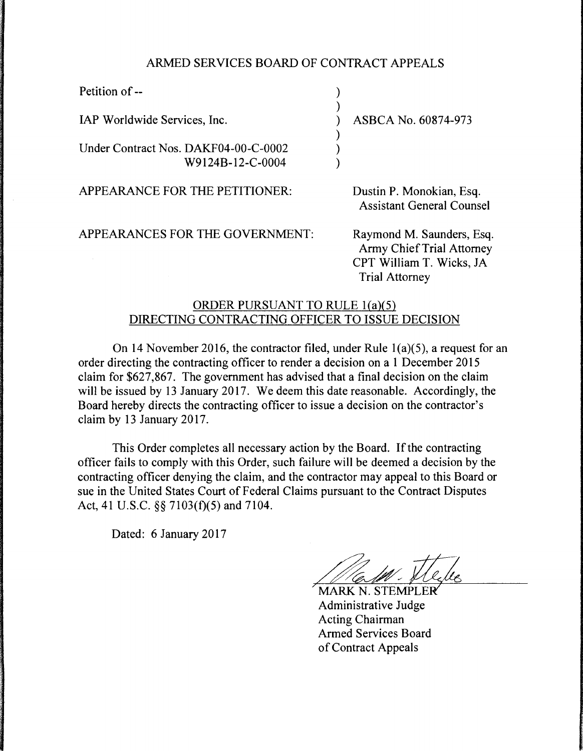ARMED SERVICES BOARD OF CONTRACT APPEALS

Petition of --

IAP Worldwide Services, Inc. ) ASBCA No. 60874-973

Under Contract Nos. DAKF04-00-C-0002
W9124B-12-C-0004

APPEARANCE FOR THE PETITIONER: Dustin P. Monokian, Esq.
Assistant General Counsel

APPEARANCES FOR THE GOVERNMENT: Raymond M. Saunders, Esq.
Army Chief Trial Attorney
CPT William T. Wicks, JA
Trial Attorney

## ORDER PURSUANT TO RULE 1(a)(5) DIRECTING CONTRACTING OFFICER TO ISSUE DECISION

On 14 November 2016, the contractor filed, under Rule 1(a)(5), a request for an order directing the contracting officer to render a decision on a 1 December 2015 claim for $627,867. The government has advised that a final decision on the claim will be issued by 13 January 2017. We deem this date reasonable. Accordingly, the Board hereby directs the contracting officer to issue a decision on the contractor's claim by 13 January 2017.

This Order completes all necessary action by the Board. If the contracting officer fails to comply with this Order, such failure will be deemed a decision by the contracting officer denying the claim, and the contractor may appeal to this Board or sue in the United States Court of Federal Claims pursuant to the Contract Disputes Act, 41 U.S.C. §§ 7103(f)(5) and 7104.

Dated: 6 January 2017

MARK N. STEMPLER
Administrative Judge
Acting Chairman
Armed Services Board
of Contract Appeals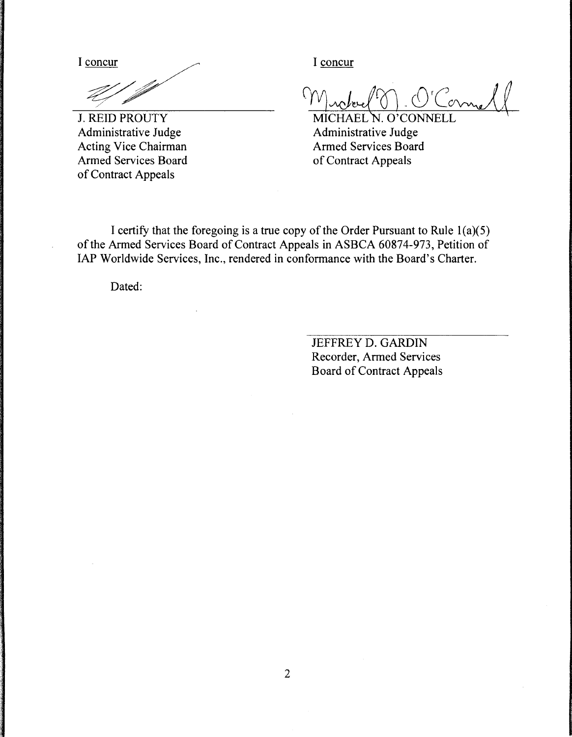I concur

J. REID PROUTY
Administrative Judge
Acting Vice Chairman
Armed Services Board
of Contract Appeals

I concur

MICHAEL N. O'CONNELL
Administrative Judge
Armed Services Board
of Contract Appeals

I certify that the foregoing is a true copy of the Order Pursuant to Rule 1(a)(5) of the Armed Services Board of Contract Appeals in ASBCA 60874-973, Petition of IAP Worldwide Services, Inc., rendered in conformance with the Board's Charter.

Dated:

JEFFREY D. GARDIN
Recorder, Armed Services
Board of Contract Appeals